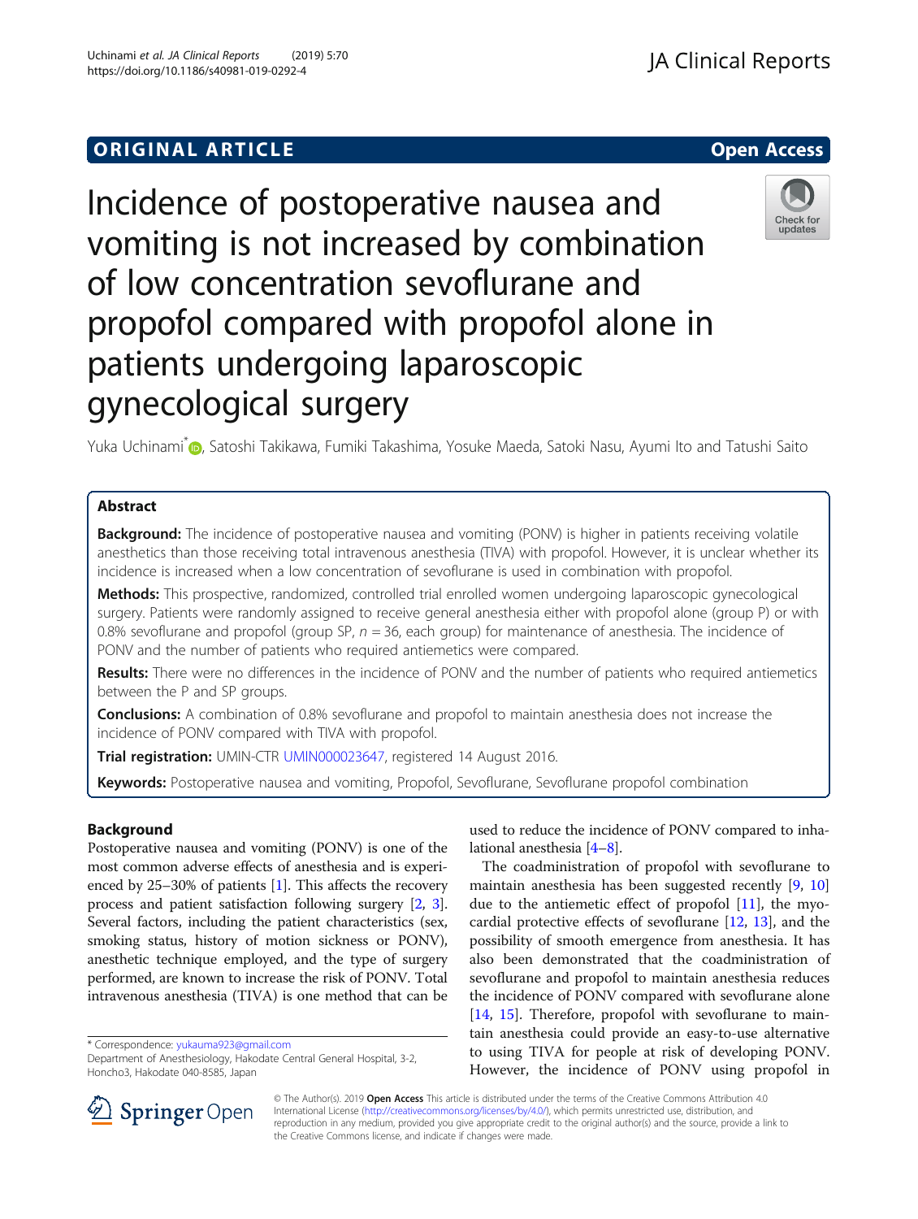ORIGINAL ARTICLE

Open Access

# Incidence of postoperative nausea and vomiting is not increased by combination of low concentration sevoflurane and propofol compared with propofol alone in patients undergoing laparoscopic gynecological surgery

Yuka Uchinami*, Satoshi Takikawa, Fumiki Takashima, Yosuke Maeda, Satoki Nasu, Ayumi Ito and Tatushi Saito

## Abstract

**Background:** The incidence of postoperative nausea and vomiting (PONV) is higher in patients receiving volatile anesthetics than those receiving total intravenous anesthesia (TIVA) with propofol. However, it is unclear whether its incidence is increased when a low concentration of sevoflurane is used in combination with propofol.

**Methods:** This prospective, randomized, controlled trial enrolled women undergoing laparoscopic gynecological surgery. Patients were randomly assigned to receive general anesthesia either with propofol alone (group P) or with 0.8% sevoflurane and propofol (group SP, $n = 36$, each group) for maintenance of anesthesia. The incidence of PONV and the number of patients who required antiemetics were compared.

**Results:** There were no differences in the incidence of PONV and the number of patients who required antiemetics between the P and SP groups.

**Conclusions:** A combination of 0.8% sevoflurane and propofol to maintain anesthesia does not increase the incidence of PONV compared with TIVA with propofol.

**Trial registration:** UMIN-CTR UMIN000023647, registered 14 August 2016.

**Keywords:** Postoperative nausea and vomiting, Propofol, Sevoflurane, Sevoflurane propofol combination

## Background

Postoperative nausea and vomiting (PONV) is one of the most common adverse effects of anesthesia and is experienced by 25–30% of patients [1]. This affects the recovery process and patient satisfaction following surgery [2, 3]. Several factors, including the patient characteristics (sex, smoking status, history of motion sickness or PONV), anesthetic technique employed, and the type of surgery performed, are known to increase the risk of PONV. Total intravenous anesthesia (TIVA) is one method that can be used to reduce the incidence of PONV compared to inhalational anesthesia [4–8].

The coadministration of propofol with sevoflurane to maintain anesthesia has been suggested recently [9, 10] due to the antiemetic effect of propofol [11], the myocardial protective effects of sevoflurane [12, 13], and the possibility of smooth emergence from anesthesia. It has also been demonstrated that the coadministration of sevoflurane and propofol to maintain anesthesia reduces the incidence of PONV compared with sevoflurane alone [14, 15]. Therefore, propofol with sevoflurane to maintain anesthesia could provide an easy-to-use alternative to using TIVA for people at risk of developing PONV. However, the incidence of PONV using propofol in

* Correspondence: yukauma923@gmail.com
Department of Anesthesiology, Hakodate Central General Hospital, 3-2, Honcho3, Hakodate 040-8585, Japan

© The Author(s). 2019 **Open Access** This article is distributed under the terms of the Creative Commons Attribution 4.0 International License (http://creativecommons.org/licenses/by/4.0/), which permits unrestricted use, distribution, and reproduction in any medium, provided you give appropriate credit to the original author(s) and the source, provide a link to the Creative Commons license, and indicate if changes were made.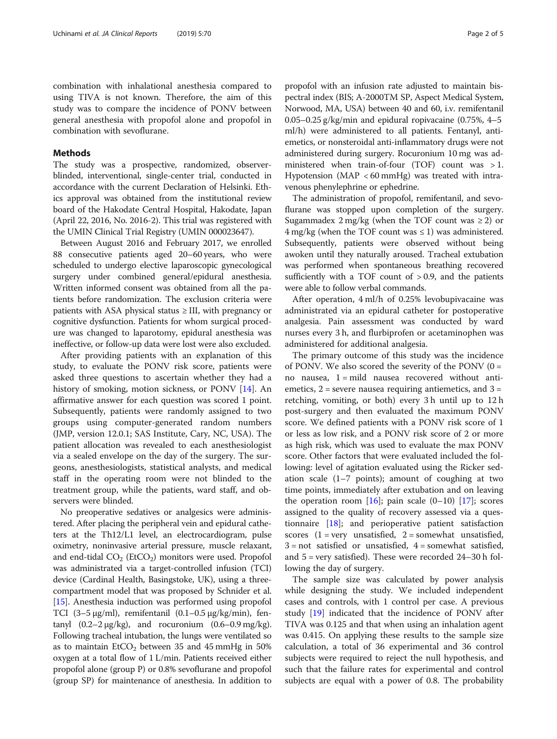combination with inhalational anesthesia compared to using TIVA is not known. Therefore, the aim of this study was to compare the incidence of PONV between general anesthesia with propofol alone and propofol in combination with sevoflurane.

## Methods

The study was a prospective, randomized, observer-blinded, interventional, single-center trial, conducted in accordance with the current Declaration of Helsinki. Ethics approval was obtained from the institutional review board of the Hakodate Central Hospital, Hakodate, Japan (April 22, 2016, No. 2016-2). This trial was registered with the UMIN Clinical Trial Registry (UMIN 000023647).

Between August 2016 and February 2017, we enrolled 88 consecutive patients aged 20–60 years, who were scheduled to undergo elective laparoscopic gynecological surgery under combined general/epidural anesthesia. Written informed consent was obtained from all the patients before randomization. The exclusion criteria were patients with ASA physical status ≥ III, with pregnancy or cognitive dysfunction. Patients for whom surgical procedure was changed to laparotomy, epidural anesthesia was ineffective, or follow-up data were lost were also excluded.

After providing patients with an explanation of this study, to evaluate the PONV risk score, patients were asked three questions to ascertain whether they had a history of smoking, motion sickness, or PONV [14]. An affirmative answer for each question was scored 1 point. Subsequently, patients were randomly assigned to two groups using computer-generated random numbers (JMP, version 12.0.1; SAS Institute, Cary, NC, USA). The patient allocation was revealed to each anesthesiologist via a sealed envelope on the day of the surgery. The surgeons, anesthesiologists, statistical analysts, and medical staff in the operating room were not blinded to the treatment group, while the patients, ward staff, and observers were blinded.

No preoperative sedatives or analgesics were administered. After placing the peripheral vein and epidural catheters at the Th12/L1 level, an electrocardiogram, pulse oximetry, noninvasive arterial pressure, muscle relaxant, and end-tidal $CO_2$ ($EtCO_2$) monitors were used. Propofol was administrated via a target-controlled infusion (TCI) device (Cardinal Health, Basingstoke, UK), using a three-compartment model that was proposed by Schnider et al. [15]. Anesthesia induction was performed using propofol TCI (3–5 μg/ml), remifentanil (0.1–0.5 μg/kg/min), fentanyl (0.2–2 μg/kg), and rocuronium (0.6–0.9 mg/kg). Following tracheal intubation, the lungs were ventilated so as to maintain $EtCO_2$ between 35 and 45 mmHg in 50% oxygen at a total flow of 1 L/min. Patients received either propofol alone (group P) or 0.8% sevoflurane and propofol (group SP) for maintenance of anesthesia. In addition to propofol with an infusion rate adjusted to maintain bispectral index (BIS; A-2000TM SP, Aspect Medical System, Norwood, MA, USA) between 40 and 60, i.v. remifentanil 0.05–0.25 g/kg/min and epidural ropivacaine (0.75%, 4–5 ml/h) were administered to all patients. Fentanyl, antiemetics, or nonsteroidal anti-inflammatory drugs were not administered during surgery. Rocuronium 10 mg was administered when train-of-four (TOF) count was > 1. Hypotension (MAP < 60 mmHg) was treated with intravenous phenylephrine or ephedrine.

The administration of propofol, remifentanil, and sevoflurane was stopped upon completion of the surgery. Sugammadex 2 mg/kg (when the TOF count was ≥ 2) or 4 mg/kg (when the TOF count was ≤ 1) was administered. Subsequently, patients were observed without being awoken until they naturally aroused. Tracheal extubation was performed when spontaneous breathing recovered sufficiently with a TOF count of > 0.9, and the patients were able to follow verbal commands.

After operation, 4 ml/h of 0.25% levobupivacaine was administrated via an epidural catheter for postoperative analgesia. Pain assessment was conducted by ward nurses every 3 h, and flurbiprofen or acetaminophen was administered for additional analgesia.

The primary outcome of this study was the incidence of PONV. We also scored the severity of the PONV (0 = no nausea, 1 = mild nausea recovered without antiemetics, 2 = severe nausea requiring antiemetics, and 3 = retching, vomiting, or both) every 3 h until up to 12 h post-surgery and then evaluated the maximum PONV score. We defined patients with a PONV risk score of 1 or less as low risk, and a PONV risk score of 2 or more as high risk, which was used to evaluate the max PONV score. Other factors that were evaluated included the following: level of agitation evaluated using the Ricker sedation scale (1–7 points); amount of coughing at two time points, immediately after extubation and on leaving the operation room [16]; pain scale (0–10) [17]; scores assigned to the quality of recovery assessed via a questionnaire [18]; and perioperative patient satisfaction scores (1 = very unsatisfied, 2 = somewhat unsatisfied, 3 = not satisfied or unsatisfied, 4 = somewhat satisfied, and 5 = very satisfied). These were recorded 24–30 h following the day of surgery.

The sample size was calculated by power analysis while designing the study. We included independent cases and controls, with 1 control per case. A previous study [19] indicated that the incidence of PONV after TIVA was 0.125 and that when using an inhalation agent was 0.415. On applying these results to the sample size calculation, a total of 36 experimental and 36 control subjects were required to reject the null hypothesis, and such that the failure rates for experimental and control subjects are equal with a power of 0.8. The probability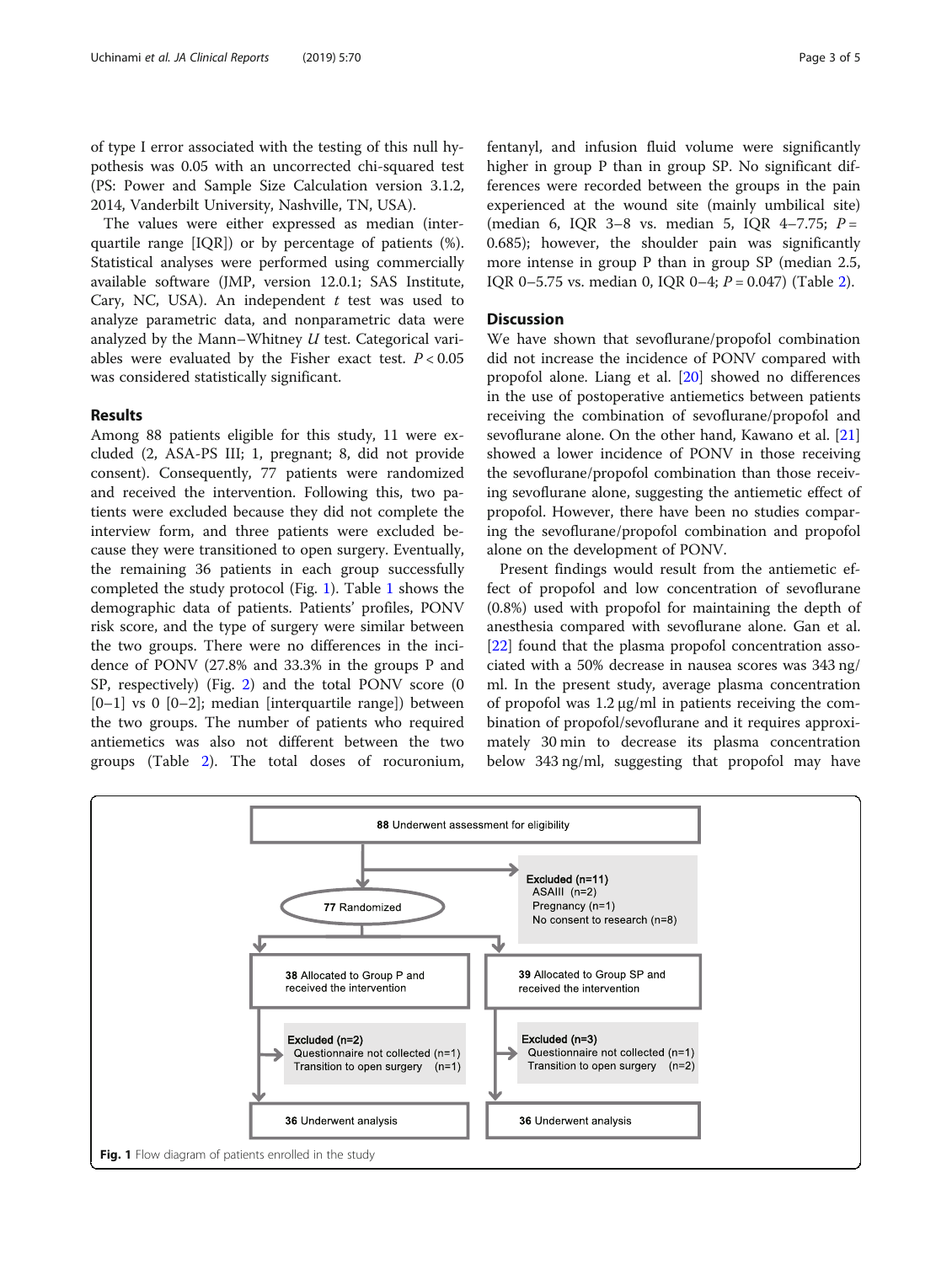of type I error associated with the testing of this null hypothesis was 0.05 with an uncorrected chi-squared test (PS: Power and Sample Size Calculation version 3.1.2, 2014, Vanderbilt University, Nashville, TN, USA).

The values were either expressed as median (interquartile range [IQR]) or by percentage of patients (%). Statistical analyses were performed using commercially available software (JMP, version 12.0.1; SAS Institute, Cary, NC, USA). An independent *t* test was used to analyze parametric data, and nonparametric data were analyzed by the Mann–Whitney *U* test. Categorical variables were evaluated by the Fisher exact test. $P < 0.05$ was considered statistically significant.

## Results

Among 88 patients eligible for this study, 11 were excluded (2, ASA-PS III; 1, pregnant; 8, did not provide consent). Consequently, 77 patients were randomized and received the intervention. Following this, two patients were excluded because they did not complete the interview form, and three patients were excluded because they were transitioned to open surgery. Eventually, the remaining 36 patients in each group successfully completed the study protocol (Fig. 1). Table 1 shows the demographic data of patients. Patients' profiles, PONV risk score, and the type of surgery were similar between the two groups. There were no differences in the incidence of PONV (27.8% and 33.3% in the groups P and SP, respectively) (Fig. 2) and the total PONV score (0 [0–1] vs 0 [0–2]; median [interquartile range]) between the two groups. The number of patients who required antiemetics was also not different between the two groups (Table 2). The total doses of rocuronium, fentanyl, and infusion fluid volume were significantly higher in group P than in group SP. No significant differences were recorded between the groups in the pain experienced at the wound site (mainly umbilical site) (median 6, IQR 3–8 vs. median 5, IQR 4–7.75; $P = 0.685$); however, the shoulder pain was significantly more intense in group P than in group SP (median 2.5, IQR 0–5.75 vs. median 0, IQR 0–4; $P = 0.047$) (Table 2).

## Discussion

We have shown that sevoflurane/propofol combination did not increase the incidence of PONV compared with propofol alone. Liang et al. [20] showed no differences in the use of postoperative antiemetics between patients receiving the combination of sevoflurane/propofol and sevoflurane alone. On the other hand, Kawano et al. [21] showed a lower incidence of PONV in those receiving the sevoflurane/propofol combination than those receiving sevoflurane alone, suggesting the antiemetic effect of propofol. However, there have been no studies comparing the sevoflurane/propofol combination and propofol alone on the development of PONV.

Present findings would result from the antiemetic effect of propofol and low concentration of sevoflurane (0.8%) used with propofol for maintaining the depth of anesthesia compared with sevoflurane alone. Gan et al. [22] found that the plasma propofol concentration associated with a 50% decrease in nausea scores was 343 ng/ml. In the present study, average plasma concentration of propofol was 1.2 μg/ml in patients receiving the combination of propofol/sevoflurane and it requires approximately 30 min to decrease its plasma concentration below 343 ng/ml, suggesting that propofol may have

**88** Underwent assessment for eligibility

Excluded (n=11)
- ASAIII (n=2)
- Pregnancy (n=1)
- No consent to research (n=8)

**77** Randomized

| **38** Allocated to Group P and received the intervention | **39** Allocated to Group SP and received the intervention |
|---|---|
| Excluded (n=2)<br>Questionnaire not collected (n=1)<br>Transition to open surgery (n=1) | Excluded (n=3)<br>Questionnaire not collected (n=1)<br>Transition to open surgery (n=2) |
| **36** Underwent analysis | **36** Underwent analysis |

**Fig. 1** Flow diagram of patients enrolled in the study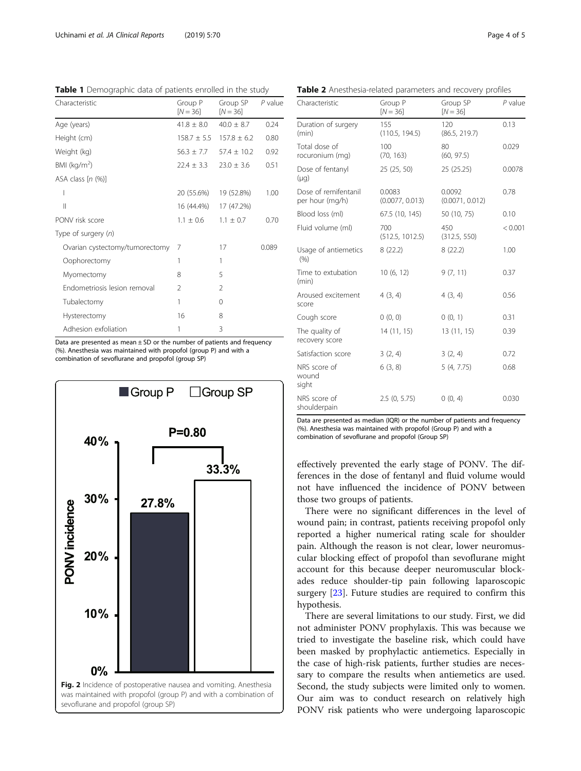**Table 1** Demographic data of patients enrolled in the study

| Characteristic | Group P [N = 36] | Group SP [N = 36] | P value |
|---|---|---|---|
| Age (years) | 41.8 ± 8.0 | 40.0 ± 8.7 | 0.24 |
| Height (cm) | 158.7 ± 5.5 | 157.8 ± 6.2 | 0.80 |
| Weight (kg) | 56.3 ± 7.7 | 57.4 ± 10.2 | 0.92 |
| BMI (kg/m$^2$) | 22.4 ± 3.3 | 23.0 ± 3.6 | 0.51 |
| ASA class [n (%)] | | | |
| I | 20 (55.6%) | 19 (52.8%) | 1.00 |
| II | 16 (44.4%) | 17 (47.2%) | |
| PONV risk score | 1.1 ± 0.6 | 1.1 ± 0.7 | 0.70 |
| Type of surgery (n) | | | |
| Ovarian cystectomy/tumorectomy | 7 | 17 | 0.089 |
| Oophorectomy | 1 | 1 | |
| Myomectomy | 8 | 5 | |
| Endometriosis lesion removal | 2 | 2 | |
| Tubalectomy | 1 | 0 | |
| Hysterectomy | 16 | 8 | |
| Adhesion exfoliation | 1 | 3 | |

Data are presented as mean ± SD or the number of patients and frequency (%). Anesthesia was maintained with propofol (group P) and with a combination of sevoflurane and propofol (group SP)

**Fig. 2** Incidence of postoperative nausea and vomiting. Anesthesia was maintained with propofol (group P) and with a combination of sevoflurane and propofol (group SP)

**Table 2** Anesthesia-related parameters and recovery profiles

| Characteristic | Group P [N = 36] | Group SP [N = 36] | P value |
|---|---|---|---|
| Duration of surgery (min) | 155 (110.5, 194.5) | 120 (86.5, 219.7) | 0.13 |
| Total dose of rocuronium (mg) | 100 (70, 163) | 80 (60, 97.5) | 0.029 |
| Dose of fentanyl (μg) | 25 (25, 50) | 25 (25.25) | 0.0078 |
| Dose of remifentanil per hour (mg/h) | 0.0083 (0.0077, 0.013) | 0.0092 (0.0071, 0.012) | 0.78 |
| Blood loss (ml) | 67.5 (10, 145) | 50 (10, 75) | 0.10 |
| Fluid volume (ml) | 700 (512.5, 1012.5) | 450 (312.5, 550) | < 0.001 |
| Usage of antiemetics (%) | 8 (22.2) | 8 (22.2) | 1.00 |
| Time to extubation (min) | 10 (6, 12) | 9 (7, 11) | 0.37 |
| Aroused excitement score | 4 (3, 4) | 4 (3, 4) | 0.56 |
| Cough score | 0 (0, 0) | 0 (0, 1) | 0.31 |
| The quality of recovery score | 14 (11, 15) | 13 (11, 15) | 0.39 |
| Satisfaction score | 3 (2, 4) | 3 (2, 4) | 0.72 |
| NRS score of wound sight | 6 (3, 8) | 5 (4, 7.75) | 0.68 |
| NRS score of shoulderpain | 2.5 (0, 5.75) | 0 (0, 4) | 0.030 |

Data are presented as median (IQR) or the number of patients and frequency (%). Anesthesia was maintained with propofol (Group P) and with a combination of sevoflurane and propofol (Group SP)

effectively prevented the early stage of PONV. The differences in the dose of fentanyl and fluid volume would not have influenced the incidence of PONV between those two groups of patients.

There were no significant differences in the level of wound pain; in contrast, patients receiving propofol only reported a higher numerical rating scale for shoulder pain. Although the reason is not clear, lower neuromuscular blocking effect of propofol than sevoflurane might account for this because deeper neuromuscular blockades reduce shoulder-tip pain following laparoscopic surgery [23]. Future studies are required to confirm this hypothesis.

There are several limitations to our study. First, we did not administer PONV prophylaxis. This was because we tried to investigate the baseline risk, which could have been masked by prophylactic antiemetics. Especially in the case of high-risk patients, further studies are necessary to compare the results when antiemetics are used. Second, the study subjects were limited only to women. Our aim was to conduct research on relatively high PONV risk patients who were undergoing laparoscopic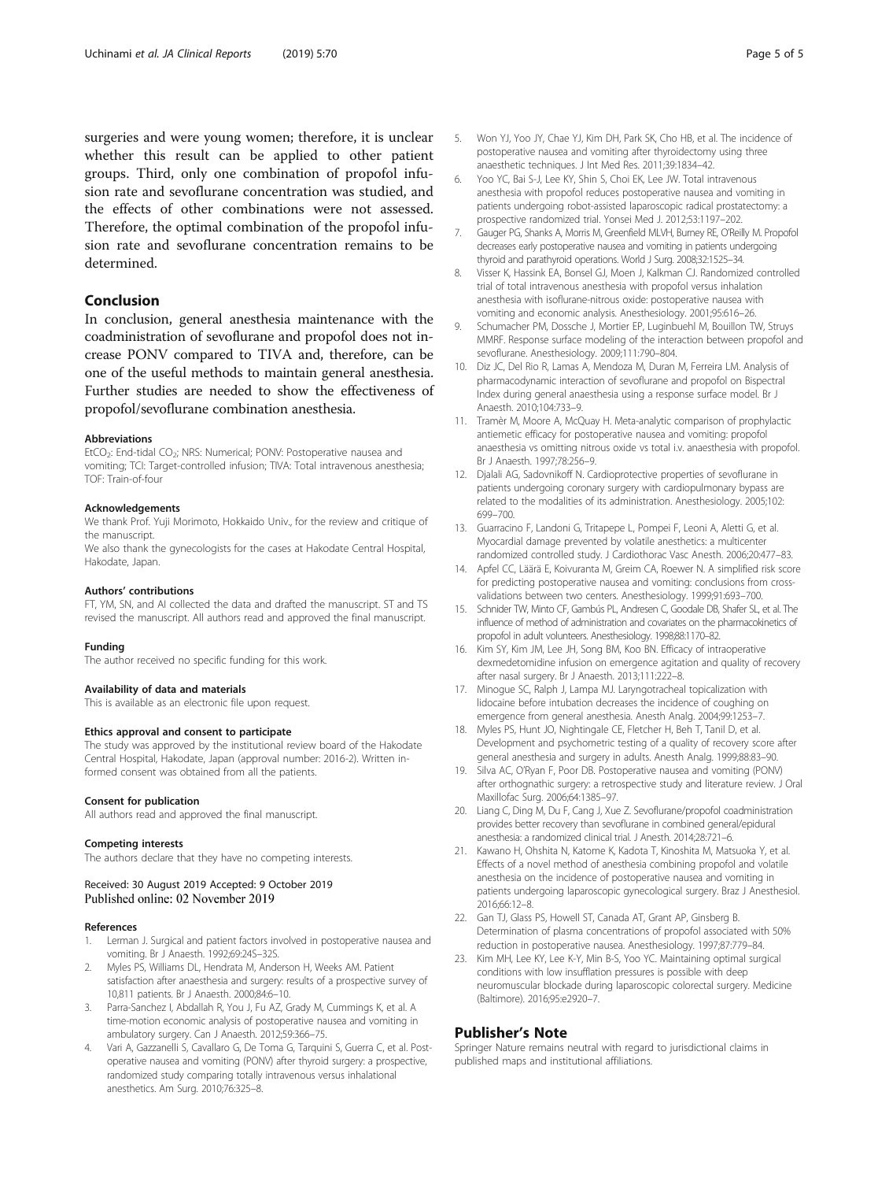surgeries and were young women; therefore, it is unclear whether this result can be applied to other patient groups. Third, only one combination of propofol infusion rate and sevoflurane concentration was studied, and the effects of other combinations were not assessed. Therefore, the optimal combination of the propofol infusion rate and sevoflurane concentration remains to be determined.

## Conclusion

In conclusion, general anesthesia maintenance with the coadministration of sevoflurane and propofol does not increase PONV compared to TIVA and, therefore, can be one of the useful methods to maintain general anesthesia. Further studies are needed to show the effectiveness of propofol/sevoflurane combination anesthesia.

#### Abbreviations

$EtCO_2$: End-tidal $CO_2$; NRS: Numerical; PONV: Postoperative nausea and vomiting; TCI: Target-controlled infusion; TIVA: Total intravenous anesthesia; TOF: Train-of-four

#### Acknowledgements

We thank Prof. Yuji Morimoto, Hokkaido Univ., for the review and critique of the manuscript.

We also thank the gynecologists for the cases at Hakodate Central Hospital, Hakodate, Japan.

#### Authors' contributions

FT, YM, SN, and AI collected the data and drafted the manuscript. ST and TS revised the manuscript. All authors read and approved the final manuscript.

#### Funding

The author received no specific funding for this work.

#### Availability of data and materials

This is available as an electronic file upon request.

#### Ethics approval and consent to participate

The study was approved by the institutional review board of the Hakodate Central Hospital, Hakodate, Japan (approval number: 2016-2). Written informed consent was obtained from all the patients.

#### Consent for publication

All authors read and approved the final manuscript.

#### Competing interests

The authors declare that they have no competing interests.

Received: 30 August 2019 Accepted: 9 October 2019
Published online: 02 November 2019

#### References

1. Lerman J. Surgical and patient factors involved in postoperative nausea and vomiting. Br J Anaesth. 1992;69:24S–32S.
2. Myles PS, Williams DL, Hendrata M, Anderson H, Weeks AM. Patient satisfaction after anaesthesia and surgery: results of a prospective survey of 10,811 patients. Br J Anaesth. 2000;84:6–10.
3. Parra-Sanchez I, Abdallah R, You J, Fu AZ, Grady M, Cummings K, et al. A time-motion economic analysis of postoperative nausea and vomiting in ambulatory surgery. Can J Anaesth. 2012;59:366–75.
4. Vari A, Gazzanelli S, Cavallaro G, De Toma G, Tarquini S, Guerra C, et al. Post-operative nausea and vomiting (PONV) after thyroid surgery: a prospective, randomized study comparing totally intravenous versus inhalational anesthetics. Am Surg. 2010;76:325–8.
5. Won YJ, Yoo JY, Chae YJ, Kim DH, Park SK, Cho HB, et al. The incidence of postoperative nausea and vomiting after thyroidectomy using three anaesthetic techniques. J Int Med Res. 2011;39:1834–42.
6. Yoo YC, Bai S-J, Lee KY, Shin S, Choi EK, Lee JW. Total intravenous anesthesia with propofol reduces postoperative nausea and vomiting in patients undergoing robot-assisted laparoscopic radical prostatectomy: a prospective randomized trial. Yonsei Med J. 2012;53:1197–202.
7. Gauger PG, Shanks A, Morris M, Greenfield MLVH, Burney RE, O'Reilly M. Propofol decreases early postoperative nausea and vomiting in patients undergoing thyroid and parathyroid operations. World J Surg. 2008;32:1525–34.
8. Visser K, Hassink EA, Bonsel GJ, Moen J, Kalkman CJ. Randomized controlled trial of total intravenous anesthesia with propofol versus inhalation anesthesia with isoflurane-nitrous oxide: postoperative nausea with vomiting and economic analysis. Anesthesiology. 2001;95:616–26.
9. Schumacher PM, Dossche J, Mortier EP, Luginbuehl M, Bouillon TW, Struys MMRF. Response surface modeling of the interaction between propofol and sevoflurane. Anesthesiology. 2009;111:790–804.
10. Diz JC, Del Rio R, Lamas A, Mendoza M, Duran M, Ferreira LM. Analysis of pharmacodynamic interaction of sevoflurane and propofol on Bispectral Index during general anaesthesia using a response surface model. Br J Anaesth. 2010;104:733–9.
11. Tramèr M, Moore A, McQuay H. Meta-analytic comparison of prophylactic antiemetic efficacy for postoperative nausea and vomiting: propofol anaesthesia vs omitting nitrous oxide vs total i.v. anaesthesia with propofol. Br J Anaesth. 1997;78:256–9.
12. Djalali AG, Sadovnikoff N. Cardioprotective properties of sevoflurane in patients undergoing coronary surgery with cardiopulmonary bypass are related to the modalities of its administration. Anesthesiology. 2005;102: 699–700.
13. Guarracino F, Landoni G, Tritapepe L, Pompei F, Leoni A, Aletti G, et al. Myocardial damage prevented by volatile anesthetics: a multicenter randomized controlled study. J Cardiothorac Vasc Anesth. 2006;20:477–83.
14. Apfel CC, Läärä E, Koivuranta M, Greim CA, Roewer N. A simplified risk score for predicting postoperative nausea and vomiting: conclusions from cross-validations between two centers. Anesthesiology. 1999;91:693–700.
15. Schnider TW, Minto CF, Gambús PL, Andresen C, Goodale DB, Shafer SL, et al. The influence of method of administration and covariates on the pharmacokinetics of propofol in adult volunteers. Anesthesiology. 1998;88:1170–82.
16. Kim SY, Kim JM, Lee JH, Song BM, Koo BN. Efficacy of intraoperative dexmedetomidine infusion on emergence agitation and quality of recovery after nasal surgery. Br J Anaesth. 2013;111:222–8.
17. Minogue SC, Ralph J, Lampa MJ. Laryngotracheal topicalization with lidocaine before intubation decreases the incidence of coughing on emergence from general anesthesia. Anesth Analg. 2004;99:1253–7.
18. Myles PS, Hunt JO, Nightingale CE, Fletcher H, Beh T, Tanil D, et al. Development and psychometric testing of a quality of recovery score after general anesthesia and surgery in adults. Anesth Analg. 1999;88:83–90.
19. Silva AC, O'Ryan F, Poor DB. Postoperative nausea and vomiting (PONV) after orthognathic surgery: a retrospective study and literature review. J Oral Maxillofac Surg. 2006;64:1385–97.
20. Liang C, Ding M, Du F, Cang J, Xue Z. Sevoflurane/propofol coadministration provides better recovery than sevoflurane in combined general/epidural anesthesia: a randomized clinical trial. J Anesth. 2014;28:721–6.
21. Kawano H, Ohshita N, Katome K, Kadota T, Kinoshita M, Matsuoka Y, et al. Effects of a novel method of anesthesia combining propofol and volatile anesthesia on the incidence of postoperative nausea and vomiting in patients undergoing laparoscopic gynecological surgery. Braz J Anesthesiol. 2016;66:12–8.
22. Gan TJ, Glass PS, Howell ST, Canada AT, Grant AP, Ginsberg B. Determination of plasma concentrations of propofol associated with 50% reduction in postoperative nausea. Anesthesiology. 1997;87:779–84.
23. Kim MH, Lee KY, Lee K-Y, Min B-S, Yoo YC. Maintaining optimal surgical conditions with low insufflation pressures is possible with deep neuromuscular blockade during laparoscopic colorectal surgery. Medicine (Baltimore). 2016;95:e2920–7.

## Publisher's Note

Springer Nature remains neutral with regard to jurisdictional claims in published maps and institutional affiliations.